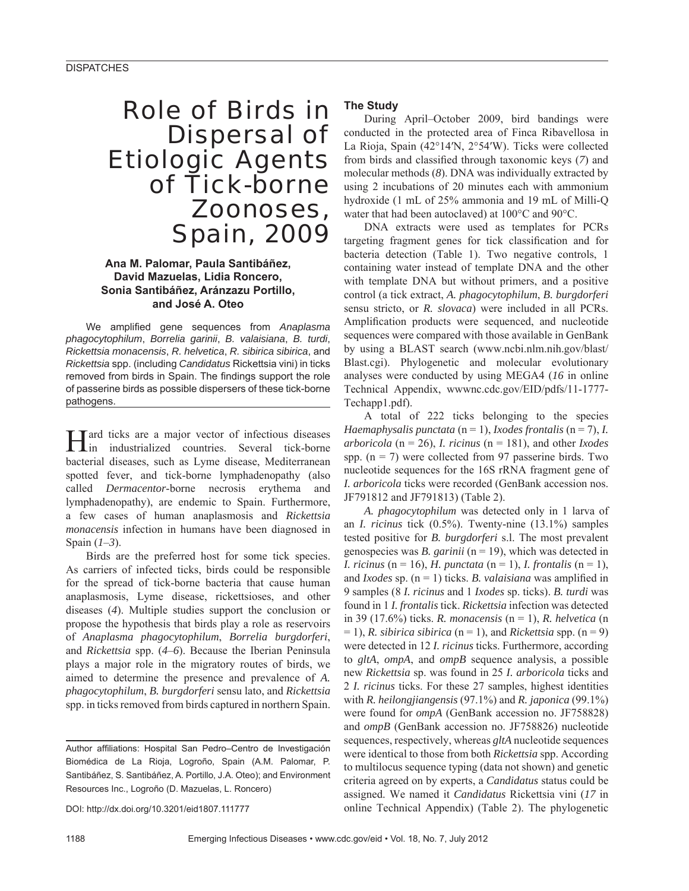DISPATCHES

# Role of Birds in Dispersal of Etiologic Agents of Tick-borne Zoonoses, Spain, 2009

**Ana M. Palomar, Paula Santibáñez, David Mazuelas, Lidia Roncero, Sonia Santibáñez, Aránzazu Portillo, and José A. Oteo**

We amplified gene sequences from *Anaplasma phagocytophilum*, *Borrelia garinii*, *B. valaisiana*, *B. turdi*, *Rickettsia monacensis*, *R. helvetica*, *R. sibirica sibirica*, and *Rickettsia* spp. (including *Candidatus* Rickettsia vini) in ticks removed from birds in Spain. The findings support the role of passerine birds as possible dispersers of these tick-borne pathogens.

Hard ticks are a major vector of infectious diseases in industrialized countries. Several tick-borne bacterial diseases, such as Lyme disease, Mediterranean spotted fever, and tick-borne lymphadenopathy (also called *Dermacentor*-borne necrosis erythema and lymphadenopathy), are endemic to Spain. Furthermore, a few cases of human anaplasmosis and *Rickettsia monacensis* infection in humans have been diagnosed in Spain (*1–3*).

Birds are the preferred host for some tick species. As carriers of infected ticks, birds could be responsible for the spread of tick-borne bacteria that cause human anaplasmosis, Lyme disease, rickettsioses, and other diseases (*4*). Multiple studies support the conclusion or propose the hypothesis that birds play a role as reservoirs of *Anaplasma phagocytophilum*, *Borrelia burgdorferi*, and *Rickettsia* spp. (*4–6*). Because the Iberian Peninsula plays a major role in the migratory routes of birds, we aimed to determine the presence and prevalence of *A. phagocytophilum*, *B. burgdorferi* sensu lato, and *Rickettsia* spp. in ticks removed from birds captured in northern Spain.

Author affiliations: Hospital San Pedro–Centro de Investigación Biomédica de La Rioja, Logroño, Spain (A.M. Palomar, P. Santibáñez, S. Santibáñez, A. Portillo, J.A. Oteo); and Environment Resources Inc., Logroño (D. Mazuelas, L. Roncero)

DOI: http://dx.doi.org/10.3201/eid1807.111777

## The Study

During April–October 2009, bird bandings were conducted in the protected area of Finca Ribavellosa in La Rioja, Spain (42°14′N, 2°54′W). Ticks were collected from birds and classified through taxonomic keys (*7*) and molecular methods (*8*). DNA was individually extracted by using 2 incubations of 20 minutes each with ammonium hydroxide (1 mL of 25% ammonia and 19 mL of Milli-Q water that had been autoclaved) at 100°C and 90°C.

DNA extracts were used as templates for PCRs targeting fragment genes for tick classification and for bacteria detection (Table 1). Two negative controls, 1 containing water instead of template DNA and the other with template DNA but without primers, and a positive control (a tick extract, *A. phagocytophilum*, *B. burgdorferi* sensu stricto, or *R. slovaca*) were included in all PCRs. Amplification products were sequenced, and nucleotide sequences were compared with those available in GenBank by using a BLAST search (www.ncbi.nlm.nih.gov/blast/Blast.cgi). Phylogenetic and molecular evolutionary analyses were conducted by using MEGA4 (*16* in online Technical Appendix, wwwnc.cdc.gov/EID/pdfs/11-1777-Techapp1.pdf).

A total of 222 ticks belonging to the species *Haemaphysalis punctata* (n = 1), *Ixodes frontalis* (n = 7), *I. arboricola* (n = 26), *I. ricinus* (n = 181), and other *Ixodes* spp. (n = 7) were collected from 97 passerine birds. Two nucleotide sequences for the 16S rRNA fragment gene of *I. arboricola* ticks were recorded (GenBank accession nos. JF791812 and JF791813) (Table 2).

*A. phagocytophilum* was detected only in 1 larva of an *I. ricinus* tick (0.5%). Twenty-nine (13.1%) samples tested positive for *B. burgdorferi* s.l. The most prevalent genospecies was *B. garinii* (n = 19), which was detected in *I. ricinus* (n = 16), *H. punctata* (n = 1), *I. frontalis* (n = 1), and *Ixodes* sp. (n = 1) ticks. *B. valaisiana* was amplified in 9 samples (8 *I. ricinus* and 1 *Ixodes* sp. ticks). *B. turdi* was found in 1 *I. frontalis* tick. *Rickettsia* infection was detected in 39 (17.6%) ticks. *R. monacensis* (n = 1), *R. helvetica* (n = 1), *R. sibirica sibirica* (n = 1), and *Rickettsia* spp. (n = 9) were detected in 12 *I. ricinus* ticks. Furthermore, according to *gltA*, *ompA*, and *ompB* sequence analysis, a possible new *Rickettsia* sp. was found in 25 *I. arboricola* ticks and 2 *I. ricinus* ticks. For these 27 samples, highest identities with *R. heilongjiangensis* (97.1%) and *R. japonica* (99.1%) were found for *ompA* (GenBank accession no. JF758828) and *ompB* (GenBank accession no. JF758826) nucleotide sequences, respectively, whereas *gltA* nucleotide sequences were identical to those from both *Rickettsia* spp. According to multilocus sequence typing (data not shown) and genetic criteria agreed on by experts, a *Candidatus* status could be assigned. We named it *Candidatus* Rickettsia vini (*17* in online Technical Appendix) (Table 2). The phylogenetic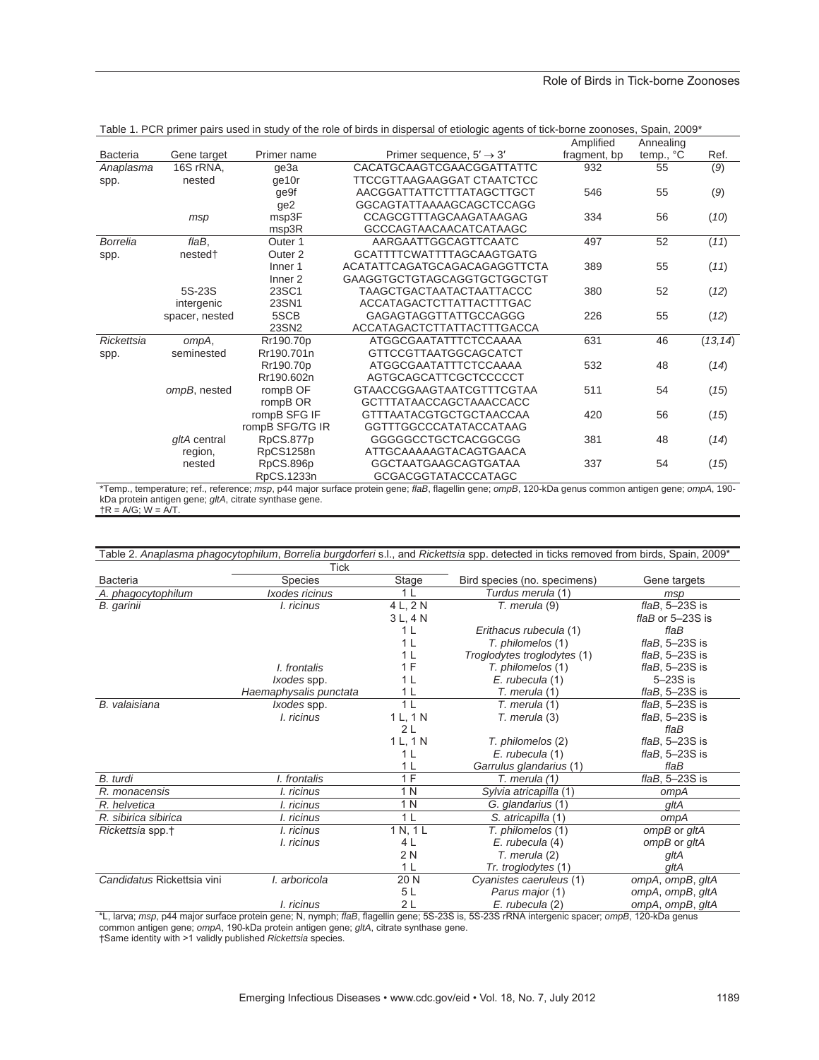Table 1. PCR primer pairs used in study of the role of birds in dispersal of etiologic agents of tick-borne zoonoses, Spain, 2009*

| Bacteria | Gene target | Primer name | Primer sequence, 5′ → 3′ | Amplified fragment, bp | Annealing temp., °C | Ref. |
|---|---|---|---|---|---|---|
| *Anaplasma* spp. | 16S rRNA, nested | ge3a | CACATGCAAGTCGAACGGATTATTC | 932 | 55 | (9) |
| | | ge10r | TTCCGTTAAGAAGGAT CTAATCTCC | | | |
| | | ge9f | AACGGATTATTCTTTATAGCTTGCT | 546 | 55 | (9) |
| | | ge2 | GGCAGTATTAAAAGCAGCTCCAGG | | | |
| | *msp* | msp3F | CCAGCGTTTAGCAAGATAAGAG | 334 | 56 | (10) |
| | | msp3R | GCCCAGTAACAACATCATAAGC | | | |
| *Borrelia* spp. | *flaB*, nested† | Outer 1 | AARGAATTGGCAGTTCAATC | 497 | 52 | (11) |
| | | Outer 2 | GCATTTTCWATTTTAGCAAGTGATG | | | |
| | | Inner 1 | ACATATTCAGATGCAGACAGAGGTTCTA | 389 | 55 | (11) |
| | | Inner 2 | GAAGGTGCTGTAGCAGGTGCTGGCTGT | | | |
| | 5S-23S intergenic spacer, nested | 23SC1 | TAAGCTGACTAATACTAATTACCC | 380 | 52 | (12) |
| | | 23SN1 | ACCATAGACTCTTATTACTTTGAC | | | |
| | | 5SCB | GAGAGTAGGTTATTGCCAGGG | 226 | 55 | (12) |
| | | 23SN2 | ACCATAGACTCTTATTACTTTGACCA | | | |
| *Rickettsia* spp. | *ompA*, seminested | Rr190.70p | ATGGCGAATATTTCTCCAAAA | 631 | 46 | (13,14) |
| | | Rr190.701n | GTTCCGTTAATGGCAGCATCT | | | |
| | | Rr190.70p | ATGGCGAATATTTCTCCAAAA | 532 | 48 | (14) |
| | | Rr190.602n | AGTGCAGCATTCGCTCCCCCT | | | |
| | *ompB*, nested | rompB OF | GTAACCGGAAGTAATCGTTTCGTAA | 511 | 54 | (15) |
| | | rompB OR | GCTTTATAACCAGCTAAACCACC | | | |
| | | rompB SFG IF | GTTTAATACGTGCTGCTAACCAA | 420 | 56 | (15) |
| | | rompB SFG/TG IR | GGTTTGGCCCATATACCATAAG | | | |
| | *gltA* central region, nested | RpCS.877p | GGGGGCCTGCTCACGGCGG | 381 | 48 | (14) |
| | | RpCS1258n | ATTGCAAAAAGTACAGTGAACA | | | |
| | | RpCS.896p | GGCTAATGAAGCAGTGATAA | 337 | 54 | (15) |
| | | RpCS.1233n | GCGACGGTATACCCATAGC | | | |

*Temp., temperature; ref., reference; *msp*, p44 major surface protein gene; *flaB*, flagellin gene; *ompB*, 120-kDa genus common antigen gene; *ompA*, 190-kDa protein antigen gene; *gltA*, citrate synthase gene.
†R = A/G; W = A/T.

Table 2. *Anaplasma phagocytophilum*, *Borrelia burgdorferi* s.l., and *Rickettsia* spp. detected in ticks removed from birds, Spain, 2009*

| Bacteria | Tick | | Bird species (no. specimens) | Gene targets |
|---|---|---|---|---|
| | Species | Stage | | |
| *A. phagocytophilum* | *Ixodes ricinus* | 1 L | *Turdus merula* (1) | *msp* |
| *B. garinii* | *I. ricinus* | 4 L, 2 N | *T. merula* (9) | *flaB*, 5–23S is |
| | | 3 L, 4 N | | *flaB* or 5–23S is |
| | | 1 L | *Erithacus rubecula* (1) | *flaB* |
| | | 1 L | *T. philomelos* (1) | *flaB*, 5–23S is |
| | | 1 L | *Troglodytes troglodytes* (1) | *flaB*, 5–23S is |
| | *I. frontalis* | 1 F | *T. philomelos* (1) | *flaB*, 5–23S is |
| | *Ixodes* spp. | 1 L | *E. rubecula* (1) | 5–23S is |
| | *Haemaphysalis punctata* | 1 L | *T. merula* (1) | *flaB*, 5–23S is |
| *B. valaisiana* | *Ixodes* spp. | 1 L | *T. merula* (1) | *flaB*, 5–23S is |
| | *I. ricinus* | 1 L, 1 N | *T. merula* (3) | *flaB*, 5–23S is |
| | | 2 L | | *flaB* |
| | | 1 L, 1 N | *T. philomelos* (2) | *flaB*, 5–23S is |
| | | 1 L | *E. rubecula* (1) | *flaB*, 5–23S is |
| | | 1 L | *Garrulus glandarius* (1) | *flaB* |
| *B. turdi* | *I. frontalis* | 1 F | *T. merula (1)* | *flaB*, 5–23S is |
| *R. monacensis* | *I. ricinus* | 1 N | *Sylvia atricapilla* (1) | *ompA* |
| *R. helvetica* | *I. ricinus* | 1 N | *G. glandarius* (1) | *gltA* |
| *R. sibirica sibirica* | *I. ricinus* | 1 L | *S. atricapilla* (1) | *ompA* |
| *Rickettsia* spp.† | *I. ricinus* | 1 N, 1 L | *T. philomelos* (1) | *ompB* or *gltA* |
| | *I. ricinus* | 4 L | *E. rubecula* (4) | *ompB* or *gltA* |
| | | 2 N | *T. merula* (2) | *gltA* |
| | | 1 L | *Tr. troglodytes* (1) | *gltA* |
| *Candidatus* Rickettsia vini | *I. arboricola* | 20 N | *Cyanistes caeruleus* (1) | *ompA*, *ompB*, *gltA* |
| | | 5 L | *Parus major* (1) | *ompA*, *ompB*, *gltA* |
| | *I. ricinus* | 2 L | *E. rubecula* (2) | *ompA*, *ompB*, *gltA* |

*L, larva; *msp*, p44 major surface protein gene; N, nymph; *flaB*, flagellin gene; 5S-23S is, 5S-23S rRNA intergenic spacer; *ompB*, 120-kDa genus common antigen gene; *ompA*, 190-kDa protein antigen gene; *gltA*, citrate synthase gene.
†Same identity with >1 validly published *Rickettsia* species.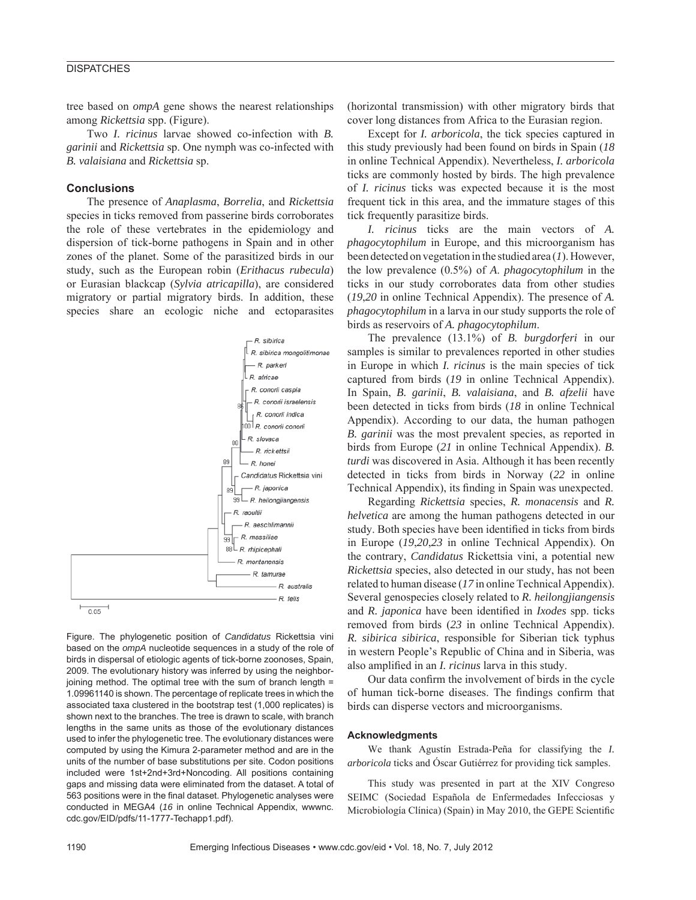tree based on *ompA* gene shows the nearest relationships among *Rickettsia* spp. (Figure).

Two *I. ricinus* larvae showed co-infection with *B. garinii* and *Rickettsia* sp. One nymph was co-infected with *B. valaisiana* and *Rickettsia* sp.

## Conclusions

The presence of *Anaplasma*, *Borrelia*, and *Rickettsia* species in ticks removed from passerine birds corroborates the role of these vertebrates in the epidemiology and dispersion of tick-borne pathogens in Spain and in other zones of the planet. Some of the parasitized birds in our study, such as the European robin (*Erithacus rubecula*) or Eurasian blackcap (*Sylvia atricapilla*), are considered migratory or partial migratory birds. In addition, these species share an ecologic niche and ectoparasites (horizontal transmission) with other migratory birds that cover long distances from Africa to the Eurasian region.

Figure. The phylogenetic position of *Candidatus* Rickettsia vini based on the *ompA* nucleotide sequences in a study of the role of birds in dispersal of etiologic agents of tick-borne zoonoses, Spain, 2009. The evolutionary history was inferred by using the neighbor-joining method. The optimal tree with the sum of branch length = 1.09961140 is shown. The percentage of replicate trees in which the associated taxa clustered in the bootstrap test (1,000 replicates) is shown next to the branches. The tree is drawn to scale, with branch lengths in the same units as those of the evolutionary distances used to infer the phylogenetic tree. The evolutionary distances were computed by using the Kimura 2-parameter method and are in the units of the number of base substitutions per site. Codon positions included were 1st+2nd+3rd+Noncoding. All positions containing gaps and missing data were eliminated from the dataset. A total of 563 positions were in the final dataset. Phylogenetic analyses were conducted in MEGA4 (*16* in online Technical Appendix, wwwnc.cdc.gov/EID/pdfs/11-1777-Techapp1.pdf).

Except for *I. arboricola*, the tick species captured in this study previously had been found on birds in Spain (*18* in online Technical Appendix). Nevertheless, *I. arboricola* ticks are commonly hosted by birds. The high prevalence of *I. ricinus* ticks was expected because it is the most frequent tick in this area, and the immature stages of this tick frequently parasitize birds.

*I. ricinus* ticks are the main vectors of *A. phagocytophilum* in Europe, and this microorganism has been detected on vegetation in the studied area (*1*). However, the low prevalence (0.5%) of *A. phagocytophilum* in the ticks in our study corroborates data from other studies (*19*,*20* in online Technical Appendix). The presence of *A. phagocytophilum* in a larva in our study supports the role of birds as reservoirs of *A. phagocytophilum*.

The prevalence (13.1%) of *B. burgdorferi* in our samples is similar to prevalences reported in other studies in Europe in which *I. ricinus* is the main species of tick captured from birds (*19* in online Technical Appendix). In Spain, *B. garinii*, *B. valaisiana*, and *B. afzelii* have been detected in ticks from birds (*18* in online Technical Appendix). According to our data, the human pathogen *B. garinii* was the most prevalent species, as reported in birds from Europe (*21* in online Technical Appendix). *B. turdi* was discovered in Asia. Although it has been recently detected in ticks from birds in Norway (*22* in online Technical Appendix), its finding in Spain was unexpected.

Regarding *Rickettsia* species, *R. monacensis* and *R. helvetica* are among the human pathogens detected in our study. Both species have been identified in ticks from birds in Europe (*19*,*20*,*23* in online Technical Appendix). On the contrary, *Candidatus* Rickettsia vini, a potential new *Rickettsia* species, also detected in our study, has not been related to human disease (*17* in online Technical Appendix). Several genospecies closely related to *R. heilongjiangensis* and *R. japonica* have been identified in *Ixodes* spp. ticks removed from birds (*23* in online Technical Appendix). *R. sibirica sibirica*, responsible for Siberian tick typhus in western People's Republic of China and in Siberia, was also amplified in an *I. ricinus* larva in this study.

Our data confirm the involvement of birds in the cycle of human tick-borne diseases. The findings confirm that birds can disperse vectors and microorganisms.

### Acknowledgments

We thank Agustín Estrada-Peña for classifying the *I. arboricola* ticks and Óscar Gutiérrez for providing tick samples.

This study was presented in part at the XIV Congreso SEIMC (Sociedad Española de Enfermedades Infecciosas y Microbiología Clínica) (Spain) in May 2010, the GEPE Scientific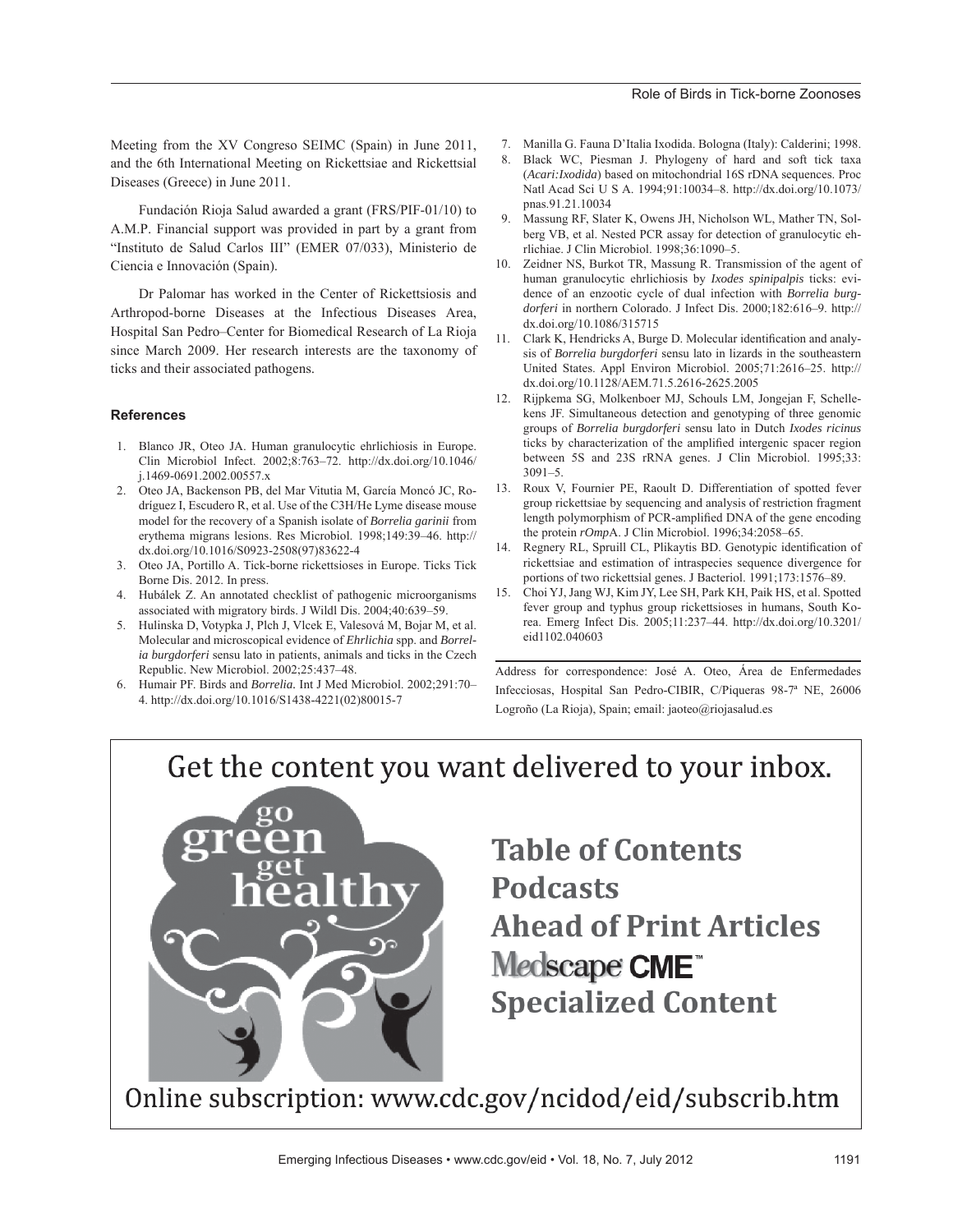Meeting from the XV Congreso SEIMC (Spain) in June 2011, and the 6th International Meeting on Rickettsiae and Rickettsial Diseases (Greece) in June 2011.

Fundación Rioja Salud awarded a grant (FRS/PIF-01/10) to A.M.P. Financial support was provided in part by a grant from "Instituto de Salud Carlos III" (EMER 07/033), Ministerio de Ciencia e Innovación (Spain).

Dr Palomar has worked in the Center of Rickettsiosis and Arthropod-borne Diseases at the Infectious Diseases Area, Hospital San Pedro–Center for Biomedical Research of La Rioja since March 2009. Her research interests are the taxonomy of ticks and their associated pathogens.

#### References

1. Blanco JR, Oteo JA. Human granulocytic ehrlichiosis in Europe. Clin Microbiol Infect. 2002;8:763–72. http://dx.doi.org/10.1046/j.1469-0691.2002.00557.x
2. Oteo JA, Backenson PB, del Mar Vitutia M, García Moncó JC, Rodríguez I, Escudero R, et al. Use of the C3H/He Lyme disease mouse model for the recovery of a Spanish isolate of *Borrelia garinii* from erythema migrans lesions. Res Microbiol. 1998;149:39–46. http://dx.doi.org/10.1016/S0923-2508(97)83622-4
3. Oteo JA, Portillo A. Tick-borne rickettsioses in Europe. Ticks Tick Borne Dis. 2012. In press.
4. Hubálek Z. An annotated checklist of pathogenic microorganisms associated with migratory birds. J Wildl Dis. 2004;40:639–59.
5. Hulinska D, Votypka J, Plch J, Vlcek E, Valesová M, Bojar M, et al. Molecular and microscopical evidence of *Ehrlichia* spp. and *Borrelia burgdorferi* sensu lato in patients, animals and ticks in the Czech Republic. New Microbiol. 2002;25:437–48.
6. Humair PF. Birds and *Borrelia*. Int J Med Microbiol. 2002;291:70–4. http://dx.doi.org/10.1016/S1438-4221(02)80015-7
7. Manilla G. Fauna D'Italia Ixodida. Bologna (Italy): Calderini; 1998.
8. Black WC, Piesman J. Phylogeny of hard and soft tick taxa (*Acari:Ixodida*) based on mitochondrial 16S rDNA sequences. Proc Natl Acad Sci U S A. 1994;91:10034–8. http://dx.doi.org/10.1073/pnas.91.21.10034
9. Massung RF, Slater K, Owens JH, Nicholson WL, Mather TN, Solberg VB, et al. Nested PCR assay for detection of granulocytic ehrlichiae. J Clin Microbiol. 1998;36:1090–5.
10. Zeidner NS, Burkot TR, Massung R. Transmission of the agent of human granulocytic ehrlichiosis by *Ixodes spinipalpis* ticks: evidence of an enzootic cycle of dual infection with *Borrelia burgdorferi* in northern Colorado. J Infect Dis. 2000;182:616–9. http://dx.doi.org/10.1086/315715
11. Clark K, Hendricks A, Burge D. Molecular identification and analysis of *Borrelia burgdorferi* sensu lato in lizards in the southeastern United States. Appl Environ Microbiol. 2005;71:2616–25. http://dx.doi.org/10.1128/AEM.71.5.2616-2625.2005
12. Rijpkema SG, Molkenboer MJ, Schouls LM, Jongejan F, Schellekens JF. Simultaneous detection and genotyping of three genomic groups of *Borrelia burgdorferi* sensu lato in Dutch *Ixodes ricinus* ticks by characterization of the amplified intergenic spacer region between 5S and 23S rRNA genes. J Clin Microbiol. 1995;33:3091–5.
13. Roux V, Fournier PE, Raoult D. Differentiation of spotted fever group rickettsiae by sequencing and analysis of restriction fragment length polymorphism of PCR-amplified DNA of the gene encoding the protein *rOmp*A. J Clin Microbiol. 1996;34:2058–65.
14. Regnery RL, Spruill CL, Plikaytis BD. Genotypic identification of rickettsiae and estimation of intraspecies sequence divergence for portions of two rickettsial genes. J Bacteriol. 1991;173:1576–89.
15. Choi YJ, Jang WJ, Kim JY, Lee SH, Park KH, Paik HS, et al. Spotted fever group and typhus group rickettsioses in humans, South Korea. Emerg Infect Dis. 2005;11:237–44. http://dx.doi.org/10.3201/eid1102.040603

Address for correspondence: José A. Oteo, Área de Enfermedades Infecciosas, Hospital San Pedro-CIBIR, C/Piqueras 98-7ª NE, 26006 Logroño (La Rioja), Spain; email: jaoteo@riojasalud.es

Get the content you want delivered to your inbox.

go green get healthy

**Table of Contents**
**Podcasts**
**Ahead of Print Articles**
**Medscape CME™**
**Specialized Content**

Online subscription: www.cdc.gov/ncidod/eid/subscrib.htm